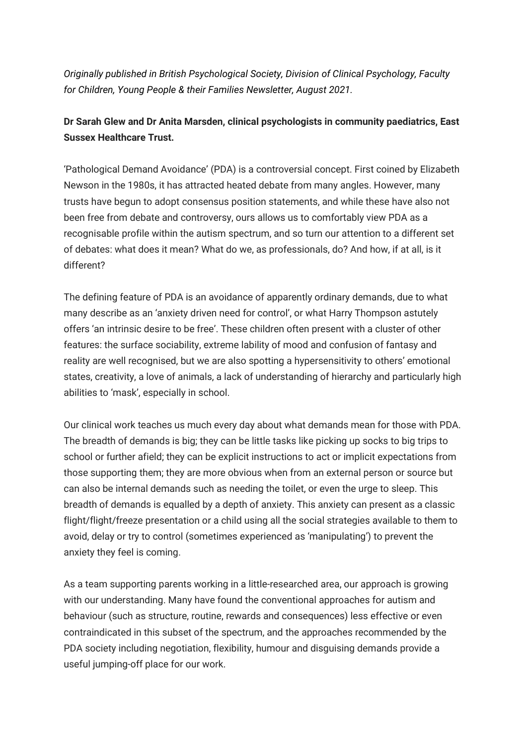*Originally published in British Psychological Society, Division of Clinical Psychology, Faculty for Children, Young People & their Families Newsletter, August 2021.*

**Dr Sarah Glew and Dr Anita Marsden, clinical psychologists in community paediatrics, East Sussex Healthcare Trust.**

'Pathological Demand Avoidance' (PDA) is a controversial concept. First coined by Elizabeth Newson in the 1980s, it has attracted heated debate from many angles. However, many trusts have begun to adopt consensus position statements, and while these have also not been free from debate and controversy, ours allows us to comfortably view PDA as a recognisable profile within the autism spectrum, and so turn our attention to a different set of debates: what does it mean? What do we, as professionals, do? And how, if at all, is it different?

The defining feature of PDA is an avoidance of apparently ordinary demands, due to what many describe as an 'anxiety driven need for control', or what Harry Thompson astutely offers 'an intrinsic desire to be free'. These children often present with a cluster of other features: the surface sociability, extreme lability of mood and confusion of fantasy and reality are well recognised, but we are also spotting a hypersensitivity to others' emotional states, creativity, a love of animals, a lack of understanding of hierarchy and particularly high abilities to 'mask', especially in school.

Our clinical work teaches us much every day about what demands mean for those with PDA. The breadth of demands is big; they can be little tasks like picking up socks to big trips to school or further afield; they can be explicit instructions to act or implicit expectations from those supporting them; they are more obvious when from an external person or source but can also be internal demands such as needing the toilet, or even the urge to sleep. This breadth of demands is equalled by a depth of anxiety. This anxiety can present as a classic flight/flight/freeze presentation or a child using all the social strategies available to them to avoid, delay or try to control (sometimes experienced as 'manipulating') to prevent the anxiety they feel is coming.

As a team supporting parents working in a little-researched area, our approach is growing with our understanding. Many have found the conventional approaches for autism and behaviour (such as structure, routine, rewards and consequences) less effective or even contraindicated in this subset of the spectrum, and the approaches recommended by the PDA society including negotiation, flexibility, humour and disguising demands provide a useful jumping-off place for our work.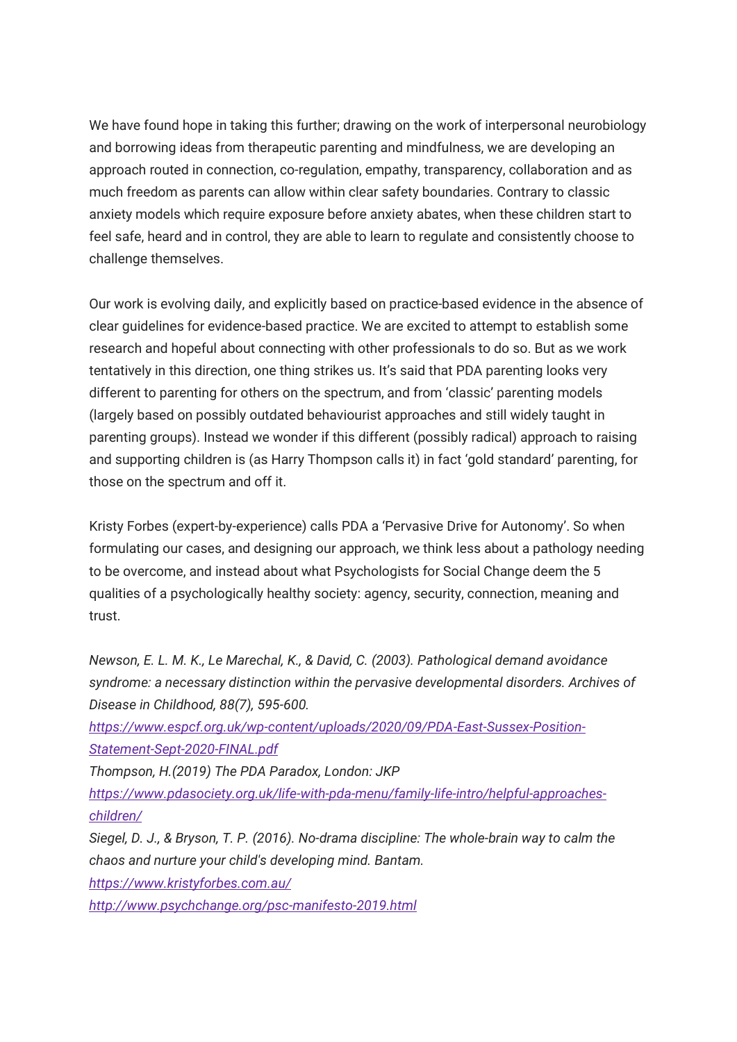We have found hope in taking this further; drawing on the work of interpersonal neurobiology and borrowing ideas from therapeutic parenting and mindfulness, we are developing an approach routed in connection, co-regulation, empathy, transparency, collaboration and as much freedom as parents can allow within clear safety boundaries. Contrary to classic anxiety models which require exposure before anxiety abates, when these children start to feel safe, heard and in control, they are able to learn to regulate and consistently choose to challenge themselves.

Our work is evolving daily, and explicitly based on practice-based evidence in the absence of clear guidelines for evidence-based practice. We are excited to attempt to establish some research and hopeful about connecting with other professionals to do so. But as we work tentatively in this direction, one thing strikes us. It's said that PDA parenting looks very different to parenting for others on the spectrum, and from 'classic' parenting models (largely based on possibly outdated behaviourist approaches and still widely taught in parenting groups). Instead we wonder if this different (possibly radical) approach to raising and supporting children is (as Harry Thompson calls it) in fact 'gold standard' parenting, for those on the spectrum and off it.

Kristy Forbes (expert-by-experience) calls PDA a 'Pervasive Drive for Autonomy'. So when formulating our cases, and designing our approach, we think less about a pathology needing to be overcome, and instead about what Psychologists for Social Change deem the 5 qualities of a psychologically healthy society: agency, security, connection, meaning and trust.

*Newson, E. L. M. K., Le Marechal, K., & David, C. (2003). Pathological demand avoidance syndrome: a necessary distinction within the pervasive developmental disorders. Archives of Disease in Childhood, 88(7), 595-600.*

[https://www.espcf.org.uk/wp-content/uploads/2020/09/PDA-East-Sussex-Position-Statement-Sept-2020-FINAL.pdf](https://www.espcf.org.uk/wp-content/uploads/2020/09/PDA-East-Sussex-Position-Statement-Sept-2020-FINAL.pdf)

*Thompson, H.(2019) The PDA Paradox, London: JKP*

[https://www.pdasociety.org.uk/life-with-pda-menu/family-life-intro/helpful-approaches-children/](https://www.pdasociety.org.uk/life-with-pda-menu/family-life-intro/helpful-approaches-children/)

*Siegel, D. J., & Bryson, T. P. (2016). No-drama discipline: The whole-brain way to calm the chaos and nurture your child's developing mind. Bantam.*

[https://www.kristyforbes.com.au/](https://www.kristyforbes.com.au/)

[http://www.psychchange.org/psc-manifesto-2019.html](http://www.psychchange.org/psc-manifesto-2019.html)